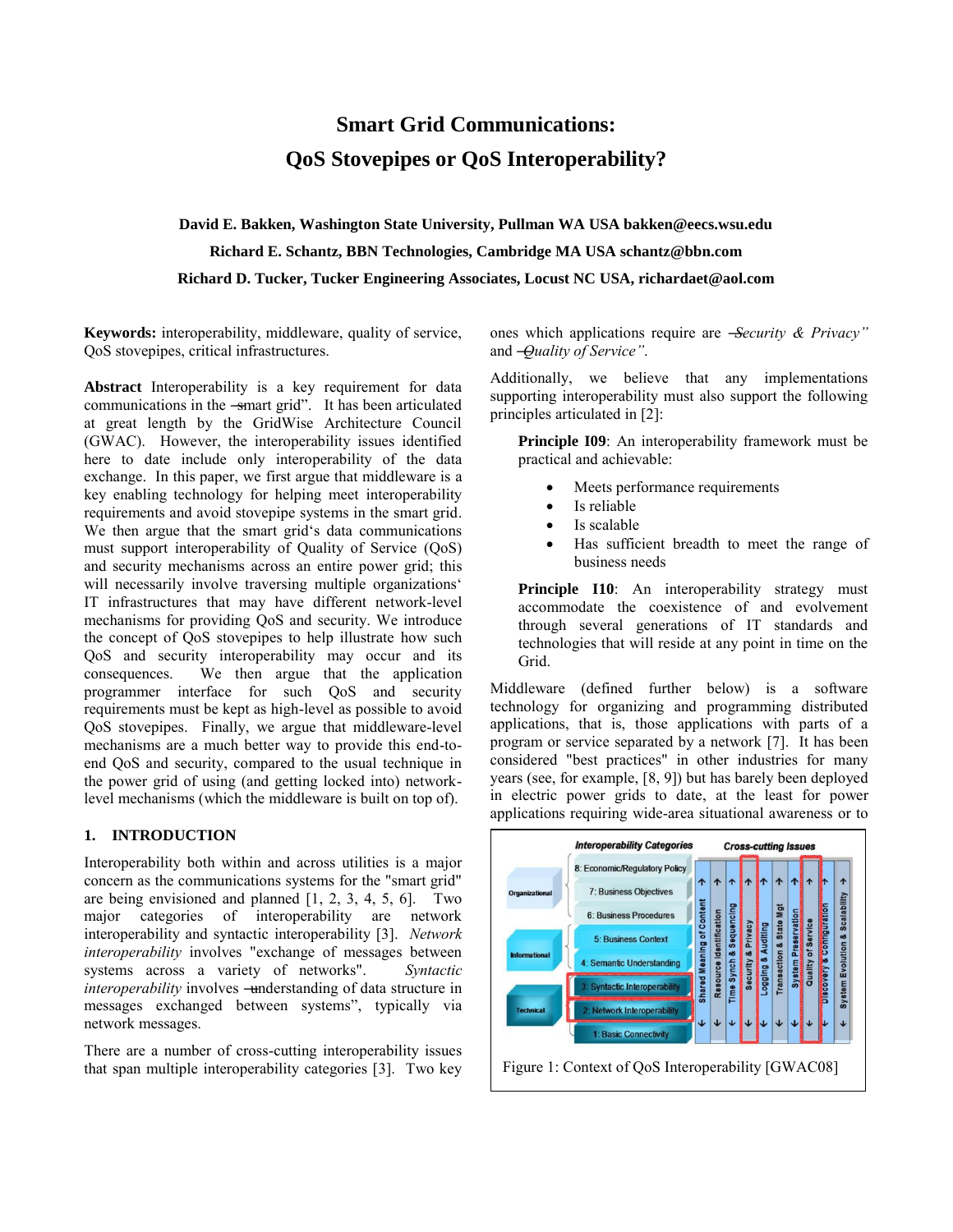# Smart Grid Communications: QoS Stovepipes or QoS Interoperability?

**David E. Bakken, Washington State University, Pullman WA USA bakken@eecs.wsu.edu**

**Richard E. Schantz, BBN Technologies, Cambridge MA USA schantz@bbn.com**

**Richard D. Tucker, Tucker Engineering Associates, Locust NC USA, richardaet@aol.com**

**Keywords:** interoperability, middleware, quality of service, QoS stovepipes, critical infrastructures.

**Abstract** Interoperability is a key requirement for data communications in the "smart grid". It has been articulated at great length by the GridWise Architecture Council (GWAC). However, the interoperability issues identified here to date include only interoperability of the data exchange. In this paper, we first argue that middleware is a key enabling technology for helping meet interoperability requirements and avoid stovepipe systems in the smart grid. We then argue that the smart grid's data communications must support interoperability of Quality of Service (QoS) and security mechanisms across an entire power grid; this will necessarily involve traversing multiple organizations' IT infrastructures that may have different network-level mechanisms for providing QoS and security. We introduce the concept of QoS stovepipes to help illustrate how such QoS and security interoperability may occur and its consequences. We then argue that the application programmer interface for such QoS and security requirements must be kept as high-level as possible to avoid QoS stovepipes. Finally, we argue that middleware-level mechanisms are a much better way to provide this end-to-end QoS and security, compared to the usual technique in the power grid of using (and getting locked into) network-level mechanisms (which the middleware is built on top of).

## 1. INTRODUCTION

Interoperability both within and across utilities is a major concern as the communications systems for the "smart grid" are being envisioned and planned [1, 2, 3, 4, 5, 6]. Two major categories of interoperability are network interoperability and syntactic interoperability [3]. *Network interoperability* involves "exchange of messages between systems across a variety of networks". *Syntactic interoperability* involves "understanding of data structure in messages exchanged between systems", typically via network messages.

There are a number of cross-cutting interoperability issues that span multiple interoperability categories [3]. Two key ones which applications require are "*Security & Privacy*" and "*Quality of Service*".

Additionally, we believe that any implementations supporting interoperability must also support the following principles articulated in [2]:

> **Principle I09**: An interoperability framework must be practical and achievable:
>
> - Meets performance requirements
> - Is reliable
> - Is scalable
> - Has sufficient breadth to meet the range of business needs
>
> **Principle I10**: An interoperability strategy must accommodate the coexistence of and evolvement through several generations of IT standards and technologies that will reside at any point in time on the Grid.

Middleware (defined further below) is a software technology for organizing and programming distributed applications, that is, those applications with parts of a program or service separated by a network [7]. It has been considered "best practices" in other industries for many years (see, for example, [8, 9]) but has barely been deployed in electric power grids to date, at the least for power applications requiring wide-area situational awareness or to

Figure 1: Context of QoS Interoperability [GWAC08]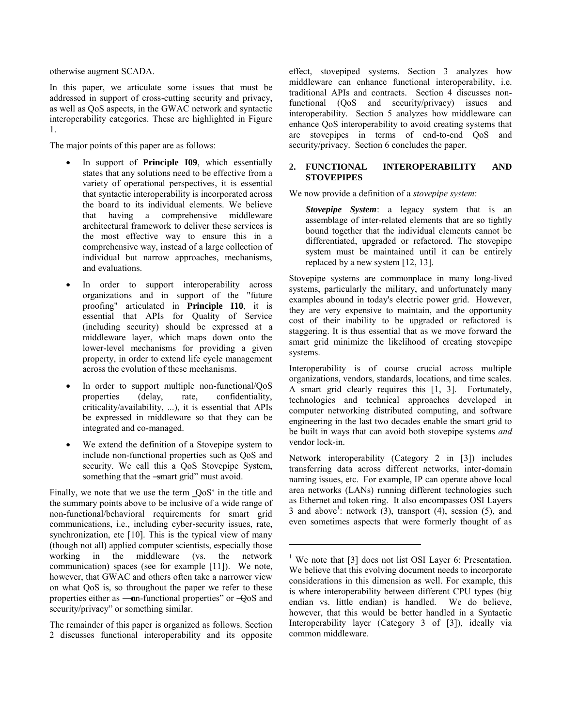otherwise augment SCADA.

In this paper, we articulate some issues that must be addressed in support of cross-cutting security and privacy, as well as QoS aspects, in the GWAC network and syntactic interoperability categories. These are highlighted in Figure 1.

The major points of this paper are as follows:

- In support of **Principle I09**, which essentially states that any solutions need to be effective from a variety of operational perspectives, it is essential that syntactic interoperability is incorporated across the board to its individual elements. We believe that having a comprehensive middleware architectural framework to deliver these services is the most effective way to ensure this in a comprehensive way, instead of a large collection of individual but narrow approaches, mechanisms, and evaluations.
- In order to support interoperability across organizations and in support of the "future proofing" articulated in **Principle I10**, it is essential that APIs for Quality of Service (including security) should be expressed at a middleware layer, which maps down onto the lower-level mechanisms for providing a given property, in order to extend life cycle management across the evolution of these mechanisms.
- In order to support multiple non-functional/QoS properties (delay, rate, confidentiality, criticality/availability, ...), it is essential that APIs be expressed in middleware so that they can be integrated and co-managed.
- We extend the definition of a Stovepipe system to include non-functional properties such as QoS and security. We call this a QoS Stovepipe System, something that the "smart grid" must avoid.

Finally, we note that we use the term 'QoS' in the title and the summary points above to be inclusive of a wide range of non-functional/behavioral requirements for smart grid communications, i.e., including cyber-security issues, rate, synchronization, etc [10]. This is the typical view of many (though not all) applied computer scientists, especially those working in the middleware (vs. the network communication) spaces (see for example [11]). We note, however, that GWAC and others often take a narrower view on what QoS is, so throughout the paper we refer to these properties either as "non-functional properties" or "QoS and security/privacy" or something similar.

The remainder of this paper is organized as follows. Section 2 discusses functional interoperability and its opposite effect, stovepiped systems. Section 3 analyzes how middleware can enhance functional interoperability, i.e. traditional APIs and contracts. Section 4 discusses non-functional (QoS and security/privacy) issues and interoperability. Section 5 analyzes how middleware can enhance QoS interoperability to avoid creating systems that are stovepipes in terms of end-to-end QoS and security/privacy. Section 6 concludes the paper.

## 2. FUNCTIONAL INTEROPERABILITY AND STOVEPIPES

We now provide a definition of a *stovepipe system*:

> ***Stovepipe System***: a legacy system that is an assemblage of inter-related elements that are so tightly bound together that the individual elements cannot be differentiated, upgraded or refactored. The stovepipe system must be maintained until it can be entirely replaced by a new system [12, 13].

Stovepipe systems are commonplace in many long-lived systems, particularly the military, and unfortunately many examples abound in today's electric power grid. However, they are very expensive to maintain, and the opportunity cost of their inability to be upgraded or refactored is staggering. It is thus essential that as we move forward the smart grid minimize the likelihood of creating stovepipe systems.

Interoperability is of course crucial across multiple organizations, vendors, standards, locations, and time scales. A smart grid clearly requires this [1, 3]. Fortunately, technologies and technical approaches developed in computer networking distributed computing, and software engineering in the last two decades enable the smart grid to be built in ways that can avoid both stovepipe systems *and* vendor lock-in.

Network interoperability (Category 2 in [3]) includes transferring data across different networks, inter-domain naming issues, etc. For example, IP can operate above local area networks (LANs) running different technologies such as Ethernet and token ring. It also encompasses OSI Layers 3 and above[1]: network (3), transport (4), session (5), and even sometimes aspects that were formerly thought of as

[1] We note that [3] does not list OSI Layer 6: Presentation. We believe that this evolving document needs to incorporate considerations in this dimension as well. For example, this is where interoperability between different CPU types (big endian vs. little endian) is handled. We do believe, however, that this would be better handled in a Syntactic Interoperability layer (Category 3 of [3]), ideally via common middleware.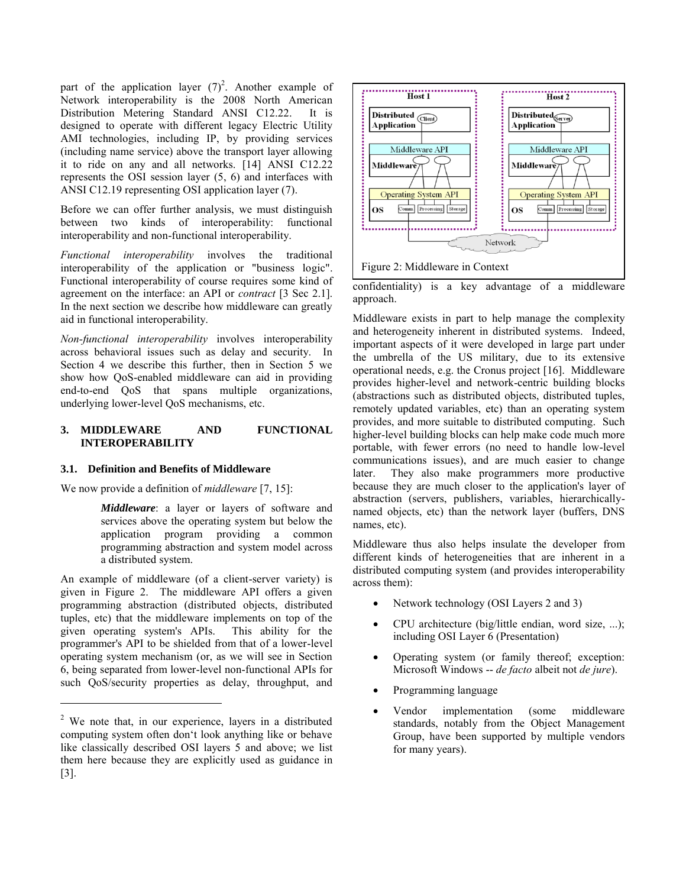part of the application layer (7)[2]. Another example of Network interoperability is the 2008 North American Distribution Metering Standard ANSI C12.22. It is designed to operate with different legacy Electric Utility AMI technologies, including IP, by providing services (including name service) above the transport layer allowing it to ride on any and all networks. [14] ANSI C12.22 represents the OSI session layer (5, 6) and interfaces with ANSI C12.19 representing OSI application layer (7).

Before we can offer further analysis, we must distinguish between two kinds of interoperability: functional interoperability and non-functional interoperability.

*Functional interoperability* involves the traditional interoperability of the application or "business logic". Functional interoperability of course requires some kind of agreement on the interface: an API or *contract* [3 Sec 2.1]. In the next section we describe how middleware can greatly aid in functional interoperability.

*Non-functional interoperability* involves interoperability across behavioral issues such as delay and security. In Section 4 we describe this further, then in Section 5 we show how QoS-enabled middleware can aid in providing end-to-end QoS that spans multiple organizations, underlying lower-level QoS mechanisms, etc.

## 3. MIDDLEWARE AND FUNCTIONAL INTEROPERABILITY

### 3.1. Definition and Benefits of Middleware

We now provide a definition of *middleware* [7, 15]:

> ***Middleware***: a layer or layers of software and services above the operating system but below the application program providing a common programming abstraction and system model across a distributed system.

An example of middleware (of a client-server variety) is given in Figure 2. The middleware API offers a given programming abstraction (distributed objects, distributed tuples, etc) that the middleware implements on top of the given operating system's APIs. This ability for the programmer's API to be shielded from that of a lower-level operating system mechanism (or, as we will see in Section 6, being separated from lower-level non-functional APIs for such QoS/security properties as delay, throughput, and confidentiality) is a key advantage of a middleware approach.

Figure 2: Middleware in Context

Middleware exists in part to help manage the complexity and heterogeneity inherent in distributed systems. Indeed, important aspects of it were developed in large part under the umbrella of the US military, due to its extensive operational needs, e.g. the Cronus project [16]. Middleware provides higher-level and network-centric building blocks (abstractions such as distributed objects, distributed tuples, remotely updated variables, etc) than an operating system provides, and more suitable to distributed computing. Such higher-level building blocks can help make code much more portable, with fewer errors (no need to handle low-level communications issues), and are much easier to change later. They also make programmers more productive because they are much closer to the application's layer of abstraction (servers, publishers, variables, hierarchically-named objects, etc) than the network layer (buffers, DNS names, etc).

Middleware thus also helps insulate the developer from different kinds of heterogeneities that are inherent in a distributed computing system (and provides interoperability across them):

- Network technology (OSI Layers 2 and 3)
- CPU architecture (big/little endian, word size, ...); including OSI Layer 6 (Presentation)
- Operating system (or family thereof; exception: Microsoft Windows -- *de facto* albeit not *de jure*).
- Programming language
- Vendor implementation (some middleware standards, notably from the Object Management Group, have been supported by multiple vendors for many years).

[2] We note that, in our experience, layers in a distributed computing system often don't look anything like or behave like classically described OSI layers 5 and above; we list them here because they are explicitly used as guidance in [3].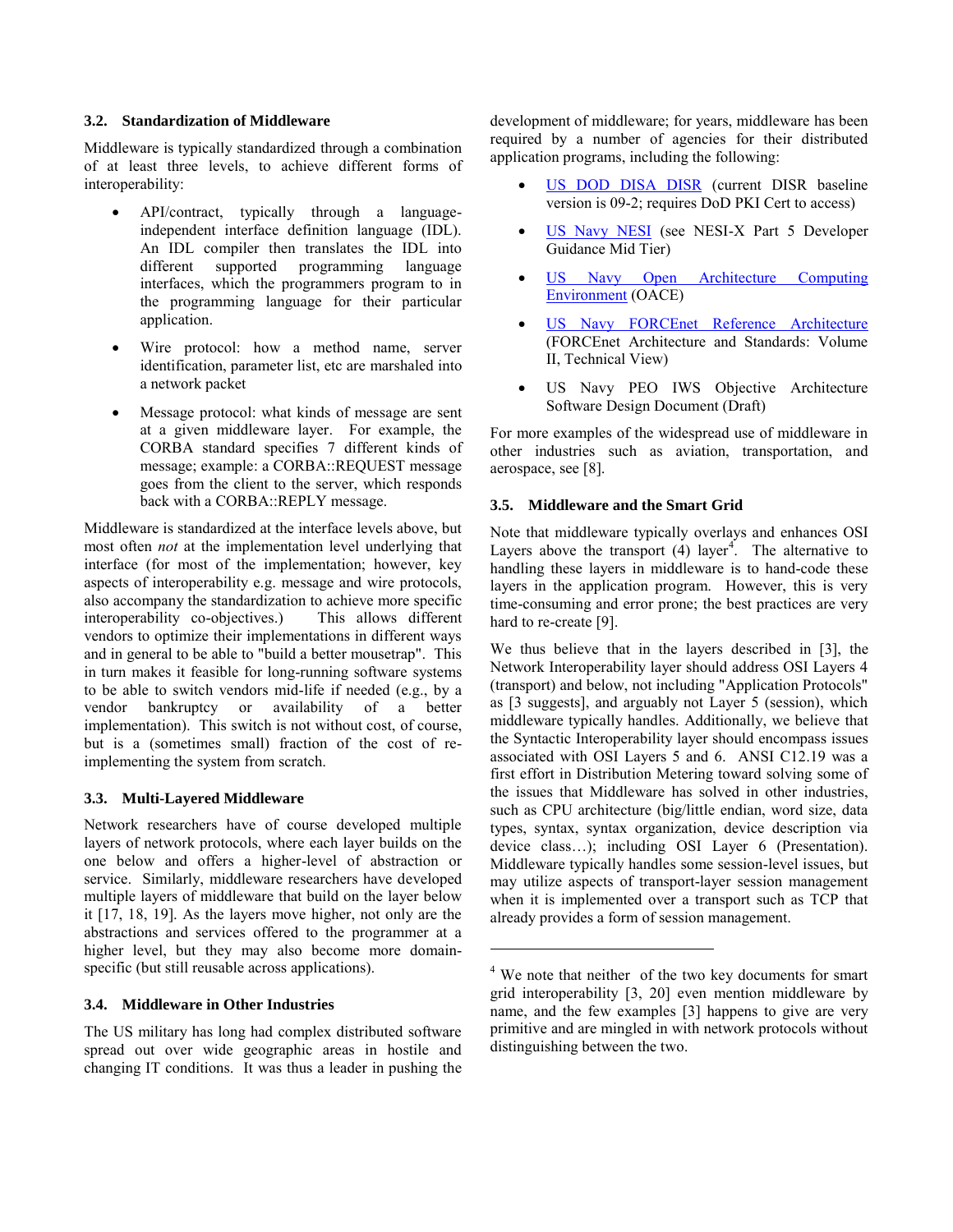### 3.2. Standardization of Middleware

Middleware is typically standardized through a combination of at least three levels, to achieve different forms of interoperability:

- API/contract, typically through a language-independent interface definition language (IDL). An IDL compiler then translates the IDL into different supported programming language interfaces, which the programmers program to in the programming language for their particular application.
- Wire protocol: how a method name, server identification, parameter list, etc are marshaled into a network packet
- Message protocol: what kinds of message are sent at a given middleware layer. For example, the CORBA standard specifies 7 different kinds of message; example: a CORBA::REQUEST message goes from the client to the server, which responds back with a CORBA::REPLY message.

Middleware is standardized at the interface levels above, but most often *not* at the implementation level underlying that interface (for most of the implementation; however, key aspects of interoperability e.g. message and wire protocols, also accompany the standardization to achieve more specific interoperability co-objectives.) This allows different vendors to optimize their implementations in different ways and in general to be able to "build a better mousetrap". This in turn makes it feasible for long-running software systems to be able to switch vendors mid-life if needed (e.g., by a vendor bankruptcy or availability of a better implementation). This switch is not without cost, of course, but is a (sometimes small) fraction of the cost of re-implementing the system from scratch.

### 3.3. Multi-Layered Middleware

Network researchers have of course developed multiple layers of network protocols, where each layer builds on the one below and offers a higher-level of abstraction or service. Similarly, middleware researchers have developed multiple layers of middleware that build on the layer below it [17, 18, 19]. As the layers move higher, not only are the abstractions and services offered to the programmer at a higher level, but they may also become more domain-specific (but still reusable across applications).

### 3.4. Middleware in Other Industries

The US military has long had complex distributed software spread out over wide geographic areas in hostile and changing IT conditions. It was thus a leader in pushing the development of middleware; for years, middleware has been required by a number of agencies for their distributed application programs, including the following:

- US DOD DISA DISR (current DISR baseline version is 09-2; requires DoD PKI Cert to access)
- US Navy NESI (see NESI-X Part 5 Developer Guidance Mid Tier)
- US Navy Open Architecture Computing Environment (OACE)
- US Navy FORCEnet Reference Architecture (FORCEnet Architecture and Standards: Volume II, Technical View)
- US Navy PEO IWS Objective Architecture Software Design Document (Draft)

For more examples of the widespread use of middleware in other industries such as aviation, transportation, and aerospace, see [8].

### 3.5. Middleware and the Smart Grid

Note that middleware typically overlays and enhances OSI Layers above the transport (4) layer[4]. The alternative to handling these layers in middleware is to hand-code these layers in the application program. However, this is very time-consuming and error prone; the best practices are very hard to re-create [9].

We thus believe that in the layers described in [3], the Network Interoperability layer should address OSI Layers 4 (transport) and below, not including "Application Protocols" as [3 suggests], and arguably not Layer 5 (session), which middleware typically handles. Additionally, we believe that the Syntactic Interoperability layer should encompass issues associated with OSI Layers 5 and 6. ANSI C12.19 was a first effort in Distribution Metering toward solving some of the issues that Middleware has solved in other industries, such as CPU architecture (big/little endian, word size, data types, syntax, syntax organization, device description via device class…); including OSI Layer 6 (Presentation). Middleware typically handles some session-level issues, but may utilize aspects of transport-layer session management when it is implemented over a transport such as TCP that already provides a form of session management.

---

[4] We note that neither of the two key documents for smart grid interoperability [3, 20] even mention middleware by name, and the few examples [3] happens to give are very primitive and are mingled in with network protocols without distinguishing between the two.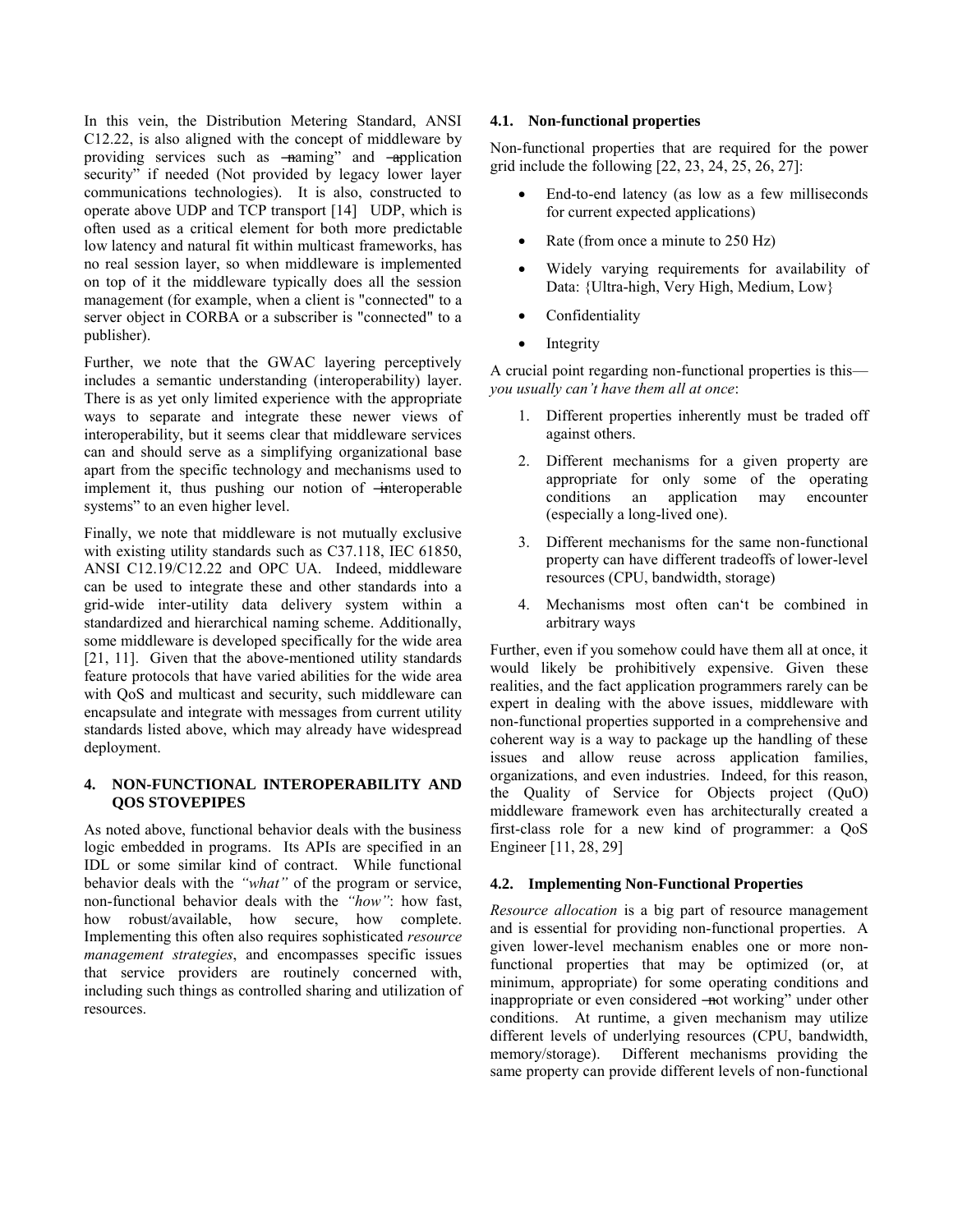In this vein, the Distribution Metering Standard, ANSI C12.22, is also aligned with the concept of middleware by providing services such as ―naming" and ―application security" if needed (Not provided by legacy lower layer communications technologies). It is also, constructed to operate above UDP and TCP transport [14] UDP, which is often used as a critical element for both more predictable low latency and natural fit within multicast frameworks, has no real session layer, so when middleware is implemented on top of it the middleware typically does all the session management (for example, when a client is "connected" to a server object in CORBA or a subscriber is "connected" to a publisher).

Further, we note that the GWAC layering perceptively includes a semantic understanding (interoperability) layer. There is as yet only limited experience with the appropriate ways to separate and integrate these newer views of interoperability, but it seems clear that middleware services can and should serve as a simplifying organizational base apart from the specific technology and mechanisms used to implement it, thus pushing our notion of ―interoperable systems" to an even higher level.

Finally, we note that middleware is not mutually exclusive with existing utility standards such as C37.118, IEC 61850, ANSI C12.19/C12.22 and OPC UA. Indeed, middleware can be used to integrate these and other standards into a grid-wide inter-utility data delivery system within a standardized and hierarchical naming scheme. Additionally, some middleware is developed specifically for the wide area [21, 11]. Given that the above-mentioned utility standards feature protocols that have varied abilities for the wide area with QoS and multicast and security, such middleware can encapsulate and integrate with messages from current utility standards listed above, which may already have widespread deployment.

## 4. NON-FUNCTIONAL INTEROPERABILITY AND QOS STOVEPIPES

As noted above, functional behavior deals with the business logic embedded in programs. Its APIs are specified in an IDL or some similar kind of contract. While functional behavior deals with the *"what"* of the program or service, non-functional behavior deals with the *"how"*: how fast, how robust/available, how secure, how complete. Implementing this often also requires sophisticated *resource management strategies*, and encompasses specific issues that service providers are routinely concerned with, including such things as controlled sharing and utilization of resources.

### 4.1. Non-functional properties

Non-functional properties that are required for the power grid include the following [22, 23, 24, 25, 26, 27]:

- End-to-end latency (as low as a few milliseconds for current expected applications)
- Rate (from once a minute to 250 Hz)
- Widely varying requirements for availability of Data: {Ultra-high, Very High, Medium, Low}
- Confidentiality
- Integrity

A crucial point regarding non-functional properties is this—*you usually can't have them all at once*:

1. Different properties inherently must be traded off against others.
2. Different mechanisms for a given property are appropriate for only some of the operating conditions an application may encounter (especially a long-lived one).
3. Different mechanisms for the same non-functional property can have different tradeoffs of lower-level resources (CPU, bandwidth, storage)
4. Mechanisms most often can't be combined in arbitrary ways

Further, even if you somehow could have them all at once, it would likely be prohibitively expensive. Given these realities, and the fact application programmers rarely can be expert in dealing with the above issues, middleware with non-functional properties supported in a comprehensive and coherent way is a way to package up the handling of these issues and allow reuse across application families, organizations, and even industries. Indeed, for this reason, the Quality of Service for Objects project (QuO) middleware framework even has architecturally created a first-class role for a new kind of programmer: a QoS Engineer [11, 28, 29]

### 4.2. Implementing Non-Functional Properties

*Resource allocation* is a big part of resource management and is essential for providing non-functional properties. A given lower-level mechanism enables one or more non-functional properties that may be optimized (or, at minimum, appropriate) for some operating conditions and inappropriate or even considered ―not working" under other conditions. At runtime, a given mechanism may utilize different levels of underlying resources (CPU, bandwidth, memory/storage). Different mechanisms providing the same property can provide different levels of non-functional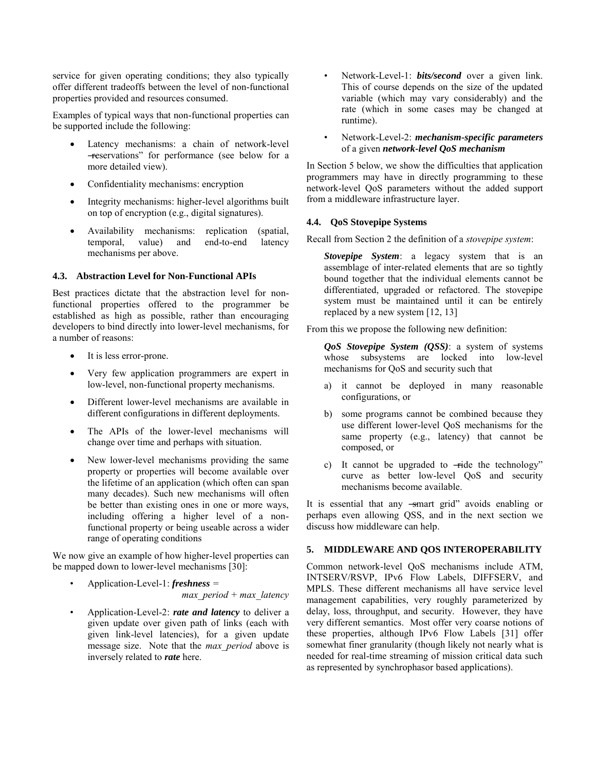service for given operating conditions; they also typically offer different tradeoffs between the level of non-functional properties provided and resources consumed.

Examples of typical ways that non-functional properties can be supported include the following:

- Latency mechanisms: a chain of network-level ―reservations" for performance (see below for a more detailed view).
- Confidentiality mechanisms: encryption
- Integrity mechanisms: higher-level algorithms built on top of encryption (e.g., digital signatures).
- Availability mechanisms: replication (spatial, temporal, value) and end-to-end latency mechanisms per above.

### 4.3. Abstraction Level for Non-Functional APIs

Best practices dictate that the abstraction level for non-functional properties offered to the programmer be established as high as possible, rather than encouraging developers to bind directly into lower-level mechanisms, for a number of reasons:

- It is less error-prone.
- Very few application programmers are expert in low-level, non-functional property mechanisms.
- Different lower-level mechanisms are available in different configurations in different deployments.
- The APIs of the lower-level mechanisms will change over time and perhaps with situation.
- New lower-level mechanisms providing the same property or properties will become available over the lifetime of an application (which often can span many decades). Such new mechanisms will often be better than existing ones in one or more ways, including offering a higher level of a non-functional property or being useable across a wider range of operating conditions

We now give an example of how higher-level properties can be mapped down to lower-level mechanisms [30]:

- Application-Level-1: ***freshness*** = *max_period* + *max_latency*
- Application-Level-2: ***rate and latency*** to deliver a given update over given path of links (each with given link-level latencies), for a given update message size. Note that the *max_period* above is inversely related to ***rate*** here.
- Network-Level-1: ***bits/second*** over a given link. This of course depends on the size of the updated variable (which may vary considerably) and the rate (which in some cases may be changed at runtime).
- Network-Level-2: ***mechanism-specific parameters*** of a given ***network-level QoS mechanism***

In Section 5 below, we show the difficulties that application programmers may have in directly programming to these network-level QoS parameters without the added support from a middleware infrastructure layer.

### 4.4. QoS Stovepipe Systems

Recall from Section 2 the definition of a *stovepipe system*:

> ***Stovepipe System***: a legacy system that is an assemblage of inter-related elements that are so tightly bound together that the individual elements cannot be differentiated, upgraded or refactored. The stovepipe system must be maintained until it can be entirely replaced by a new system [12, 13]

From this we propose the following new definition:

> ***QoS Stovepipe System (QSS)***: a system of systems whose subsystems are locked into low-level mechanisms for QoS and security such that
>
> a) it cannot be deployed in many reasonable configurations, or
>
> b) some programs cannot be combined because they use different lower-level QoS mechanisms for the same property (e.g., latency) that cannot be composed, or
>
> c) It cannot be upgraded to ―ride the technology" curve as better low-level QoS and security mechanisms become available.

It is essential that any ―smart grid" avoids enabling or perhaps even allowing QSS, and in the next section we discuss how middleware can help.

## 5. MIDDLEWARE AND QOS INTEROPERABILITY

Common network-level QoS mechanisms include ATM, INTSERV/RSVP, IPv6 Flow Labels, DIFFSERV, and MPLS. These different mechanisms all have service level management capabilities, very roughly parameterized by delay, loss, throughput, and security. However, they have very different semantics. Most offer very coarse notions of these properties, although IPv6 Flow Labels [31] offer somewhat finer granularity (though likely not nearly what is needed for real-time streaming of mission critical data such as represented by synchrophasor based applications).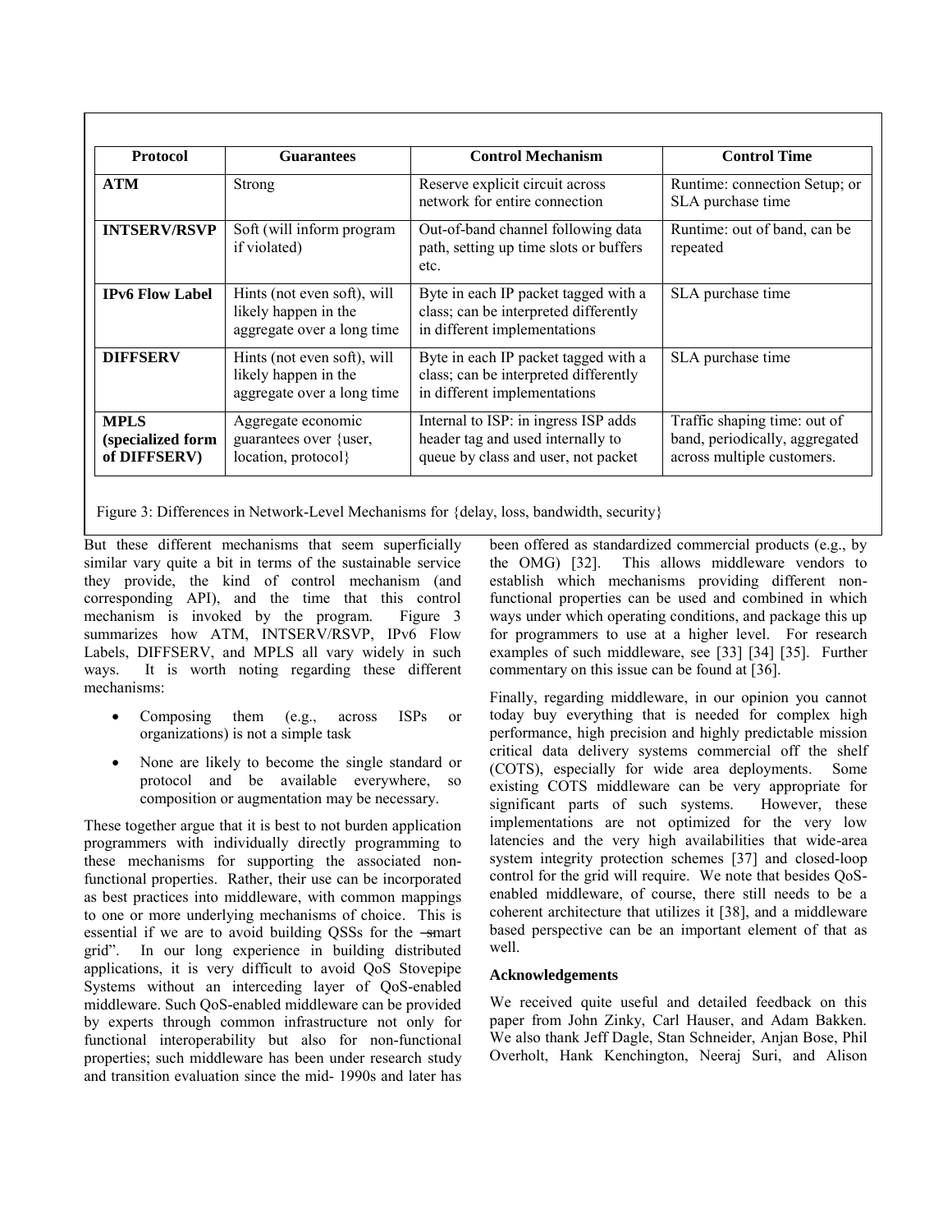| Protocol | Guarantees | Control Mechanism | Control Time |
|---|---|---|---|
| **ATM** | Strong | Reserve explicit circuit across network for entire connection | Runtime: connection Setup; or SLA purchase time |
| **INTSERV/RSVP** | Soft (will inform program if violated) | Out-of-band channel following data path, setting up time slots or buffers etc. | Runtime: out of band, can be repeated |
| **IPv6 Flow Label** | Hints (not even soft), will likely happen in the aggregate over a long time | Byte in each IP packet tagged with a class; can be interpreted differently in different implementations | SLA purchase time |
| **DIFFSERV** | Hints (not even soft), will likely happen in the aggregate over a long time | Byte in each IP packet tagged with a class; can be interpreted differently in different implementations | SLA purchase time |
| **MPLS (specialized form of DIFFSERV)** | Aggregate economic guarantees over {user, location, protocol} | Internal to ISP: in ingress ISP adds header tag and used internally to queue by class and user, not packet | Traffic shaping time: out of band, periodically, aggregated across multiple customers. |

Figure 3: Differences in Network-Level Mechanisms for {delay, loss, bandwidth, security}

But these different mechanisms that seem superficially similar vary quite a bit in terms of the sustainable service they provide, the kind of control mechanism (and corresponding API), and the time that this control mechanism is invoked by the program. Figure 3 summarizes how ATM, INTSERV/RSVP, IPv6 Flow Labels, DIFFSERV, and MPLS all vary widely in such ways. It is worth noting regarding these different mechanisms:

- Composing them (e.g., across ISPs or organizations) is not a simple task
- None are likely to become the single standard or protocol and be available everywhere, so composition or augmentation may be necessary.

These together argue that it is best to not burden application programmers with individually directly programming to these mechanisms for supporting the associated non-functional properties. Rather, their use can be incorporated as best practices into middleware, with common mappings to one or more underlying mechanisms of choice. This is essential if we are to avoid building QSSs for the "smart grid". In our long experience in building distributed applications, it is very difficult to avoid QoS Stovepipe Systems without an interceding layer of QoS-enabled middleware. Such QoS-enabled middleware can be provided by experts through common infrastructure not only for functional interoperability but also for non-functional properties; such middleware has been under research study and transition evaluation since the mid- 1990s and later has been offered as standardized commercial products (e.g., by the OMG) [32]. This allows middleware vendors to establish which mechanisms providing different non-functional properties can be used and combined in which ways under which operating conditions, and package this up for programmers to use at a higher level. For research examples of such middleware, see [33] [34] [35]. Further commentary on this issue can be found at [36].

Finally, regarding middleware, in our opinion you cannot today buy everything that is needed for complex high performance, high precision and highly predictable mission critical data delivery systems commercial off the shelf (COTS), especially for wide area deployments. Some existing COTS middleware can be very appropriate for significant parts of such systems. However, these implementations are not optimized for the very low latencies and the very high availabilities that wide-area system integrity protection schemes [37] and closed-loop control for the grid will require. We note that besides QoS-enabled middleware, of course, there still needs to be a coherent architecture that utilizes it [38], and a middleware based perspective can be an important element of that as well.

### Acknowledgements

We received quite useful and detailed feedback on this paper from John Zinky, Carl Hauser, and Adam Bakken. We also thank Jeff Dagle, Stan Schneider, Anjan Bose, Phil Overholt, Hank Kenchington, Neeraj Suri, and Alison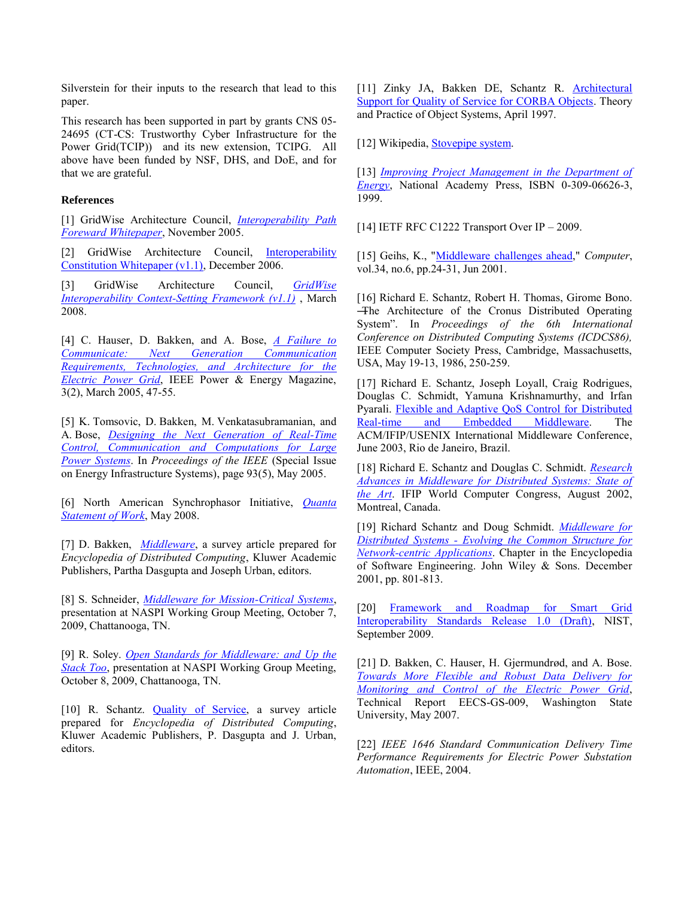Silverstein for their inputs to the research that lead to this paper.

This research has been supported in part by grants CNS 05-24695 (CT-CS: Trustworthy Cyber Infrastructure for the Power Grid(TCIP)) and its new extension, TCIPG. All above have been funded by NSF, DHS, and DoE, and for that we are grateful.

**References**

[1] GridWise Architecture Council, *Interoperability Path Foreward Whitepaper*, November 2005.

[2] GridWise Architecture Council, Interoperability Constitution Whitepaper (v1.1), December 2006.

[3] GridWise Architecture Council, *GridWise Interoperability Context-Setting Framework (v1.1)* , March 2008.

[4] C. Hauser, D. Bakken, and A. Bose, *A Failure to Communicate: Next Generation Communication Requirements, Technologies, and Architecture for the Electric Power Grid*, IEEE Power & Energy Magazine, 3(2), March 2005, 47-55.

[5] K. Tomsovic, D. Bakken, M. Venkatasubramanian, and A. Bose, *Designing the Next Generation of Real-Time Control, Communication and Computations for Large Power Systems*. In *Proceedings of the IEEE* (Special Issue on Energy Infrastructure Systems), page 93(5), May 2005.

[6] North American Synchrophasor Initiative, *Quanta Statement of Work*, May 2008.

[7] D. Bakken, *Middleware*, a survey article prepared for *Encyclopedia of Distributed Computing*, Kluwer Academic Publishers, Partha Dasgupta and Joseph Urban, editors.

[8] S. Schneider, *Middleware for Mission-Critical Systems*, presentation at NASPI Working Group Meeting, October 7, 2009, Chattanooga, TN.

[9] R. Soley. *Open Standards for Middleware: and Up the Stack Too*, presentation at NASPI Working Group Meeting, October 8, 2009, Chattanooga, TN.

[10] R. Schantz. Quality of Service, a survey article prepared for *Encyclopedia of Distributed Computing*, Kluwer Academic Publishers, P. Dasgupta and J. Urban, editors.

[11] Zinky JA, Bakken DE, Schantz R. Architectural Support for Quality of Service for CORBA Objects. Theory and Practice of Object Systems, April 1997.

[12] Wikipedia, Stovepipe system.

[13] *Improving Project Management in the Department of Energy*, National Academy Press, ISBN 0-309-06626-3, 1999.

[14] IETF RFC C1222 Transport Over IP – 2009.

[15] Geihs, K., "Middleware challenges ahead," *Computer*, vol.34, no.6, pp.24-31, Jun 2001.

[16] Richard E. Schantz, Robert H. Thomas, Girome Bono. ―The Architecture of the Cronus Distributed Operating System". In *Proceedings of the 6th International Conference on Distributed Computing Systems (ICDCS86)*, IEEE Computer Society Press, Cambridge, Massachusetts, USA, May 19-13, 1986, 250-259.

[17] Richard E. Schantz, Joseph Loyall, Craig Rodrigues, Douglas C. Schmidt, Yamuna Krishnamurthy, and Irfan Pyarali. Flexible and Adaptive QoS Control for Distributed Real-time and Embedded Middleware. The ACM/IFIP/USENIX International Middleware Conference, June 2003, Rio de Janeiro, Brazil.

[18] Richard E. Schantz and Douglas C. Schmidt. *Research Advances in Middleware for Distributed Systems: State of the Art*. IFIP World Computer Congress, August 2002, Montreal, Canada.

[19] Richard Schantz and Doug Schmidt. *Middleware for Distributed Systems - Evolving the Common Structure for Network-centric Applications*. Chapter in the Encyclopedia of Software Engineering. John Wiley & Sons. December 2001, pp. 801-813.

[20] Framework and Roadmap for Smart Grid Interoperability Standards Release 1.0 (Draft), NIST, September 2009.

[21] D. Bakken, C. Hauser, H. Gjermundrød, and A. Bose. *Towards More Flexible and Robust Data Delivery for Monitoring and Control of the Electric Power Grid*, Technical Report EECS-GS-009, Washington State University, May 2007.

[22] *IEEE 1646 Standard Communication Delivery Time Performance Requirements for Electric Power Substation Automation*, IEEE, 2004.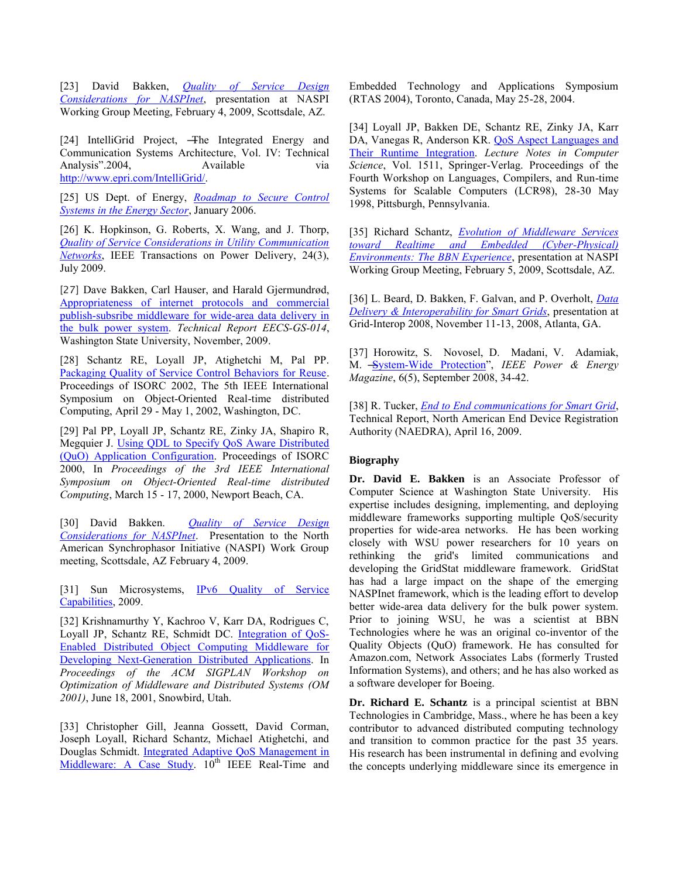[23] David Bakken, *Quality of Service Design Considerations for NASPInet*, presentation at NASPI Working Group Meeting, February 4, 2009, Scottsdale, AZ.

[24] IntelliGrid Project, "The Integrated Energy and Communication Systems Architecture, Vol. IV: Technical Analysis".2004, Available via http://www.epri.com/IntelliGrid/.

[25] US Dept. of Energy, *Roadmap to Secure Control Systems in the Energy Sector*, January 2006.

[26] K. Hopkinson, G. Roberts, X. Wang, and J. Thorp, *Quality of Service Considerations in Utility Communication Networks*, IEEE Transactions on Power Delivery, 24(3), July 2009.

[27] Dave Bakken, Carl Hauser, and Harald Gjermundrød, Appropriateness of internet protocols and commercial publish-subsribe middleware for wide-area data delivery in the bulk power system. *Technical Report EECS-GS-014*, Washington State University, November, 2009.

[28] Schantz RE, Loyall JP, Atighetchi M, Pal PP. Packaging Quality of Service Control Behaviors for Reuse. Proceedings of ISORC 2002, The 5th IEEE International Symposium on Object-Oriented Real-time distributed Computing, April 29 - May 1, 2002, Washington, DC.

[29] Pal PP, Loyall JP, Schantz RE, Zinky JA, Shapiro R, Megquier J. Using QDL to Specify QoS Aware Distributed (QuO) Application Configuration. Proceedings of ISORC 2000, In *Proceedings of the 3rd IEEE International Symposium on Object-Oriented Real-time distributed Computing*, March 15 - 17, 2000, Newport Beach, CA.

[30] David Bakken. *Quality of Service Design Considerations for NASPInet*. Presentation to the North American Synchrophasor Initiative (NASPI) Work Group meeting, Scottsdale, AZ February 4, 2009.

[31] Sun Microsystems, IPv6 Quality of Service Capabilities, 2009.

[32] Krishnamurthy Y, Kachroo V, Karr DA, Rodrigues C, Loyall JP, Schantz RE, Schmidt DC. Integration of QoS-Enabled Distributed Object Computing Middleware for Developing Next-Generation Distributed Applications. In *Proceedings of the ACM SIGPLAN Workshop on Optimization of Middleware and Distributed Systems (OM 2001)*, June 18, 2001, Snowbird, Utah.

[33] Christopher Gill, Jeanna Gossett, David Corman, Joseph Loyall, Richard Schantz, Michael Atighetchi, and Douglas Schmidt. Integrated Adaptive QoS Management in Middleware: A Case Study. 10th IEEE Real-Time and Embedded Technology and Applications Symposium (RTAS 2004), Toronto, Canada, May 25-28, 2004.

[34] Loyall JP, Bakken DE, Schantz RE, Zinky JA, Karr DA, Vanegas R, Anderson KR. QoS Aspect Languages and Their Runtime Integration. *Lecture Notes in Computer Science*, Vol. 1511, Springer-Verlag. Proceedings of the Fourth Workshop on Languages, Compilers, and Run-time Systems for Scalable Computers (LCR98), 28-30 May 1998, Pittsburgh, Pennsylvania.

[35] Richard Schantz, *Evolution of Middleware Services toward Realtime and Embedded (Cyber-Physical) Environments: The BBN Experience*, presentation at NASPI Working Group Meeting, February 5, 2009, Scottsdale, AZ.

[36] L. Beard, D. Bakken, F. Galvan, and P. Overholt, *Data Delivery & Interoperability for Smart Grids*, presentation at Grid-Interop 2008, November 11-13, 2008, Atlanta, GA.

[37] Horowitz, S. Novosel, D. Madani, V. Adamiak, M. "System-Wide Protection", *IEEE Power & Energy Magazine*, 6(5), September 2008, 34-42.

[38] R. Tucker, *End to End communications for Smart Grid*, Technical Report, North American End Device Registration Authority (NAEDRA), April 16, 2009.

## Biography

**Dr. David E. Bakken** is an Associate Professor of Computer Science at Washington State University. His expertise includes designing, implementing, and deploying middleware frameworks supporting multiple QoS/security properties for wide-area networks. He has been working closely with WSU power researchers for 10 years on rethinking the grid's limited communications and developing the GridStat middleware framework. GridStat has had a large impact on the shape of the emerging NASPInet framework, which is the leading effort to develop better wide-area data delivery for the bulk power system. Prior to joining WSU, he was a scientist at BBN Technologies where he was an original co-inventor of the Quality Objects (QuO) framework. He has consulted for Amazon.com, Network Associates Labs (formerly Trusted Information Systems), and others; and he has also worked as a software developer for Boeing.

**Dr. Richard E. Schantz** is a principal scientist at BBN Technologies in Cambridge, Mass., where he has been a key contributor to advanced distributed computing technology and transition to common practice for the past 35 years. His research has been instrumental in defining and evolving the concepts underlying middleware since its emergence in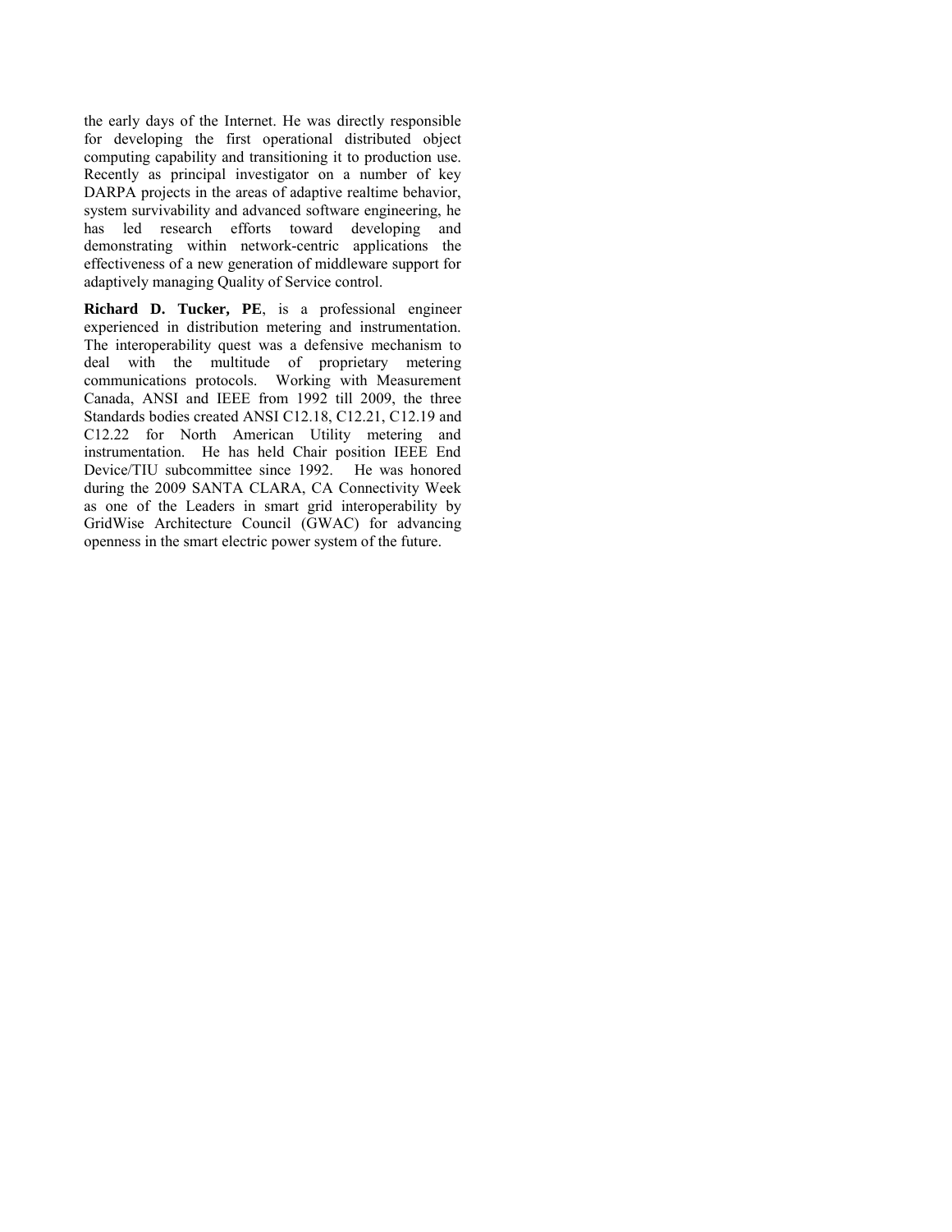the early days of the Internet. He was directly responsible for developing the first operational distributed object computing capability and transitioning it to production use. Recently as principal investigator on a number of key DARPA projects in the areas of adaptive realtime behavior, system survivability and advanced software engineering, he has led research efforts toward developing and demonstrating within network-centric applications the effectiveness of a new generation of middleware support for adaptively managing Quality of Service control.

**Richard D. Tucker, PE**, is a professional engineer experienced in distribution metering and instrumentation. The interoperability quest was a defensive mechanism to deal with the multitude of proprietary metering communications protocols. Working with Measurement Canada, ANSI and IEEE from 1992 till 2009, the three Standards bodies created ANSI C12.18, C12.21, C12.19 and C12.22 for North American Utility metering and instrumentation. He has held Chair position IEEE End Device/TIU subcommittee since 1992. He was honored during the 2009 SANTA CLARA, CA Connectivity Week as one of the Leaders in smart grid interoperability by GridWise Architecture Council (GWAC) for advancing openness in the smart electric power system of the future.